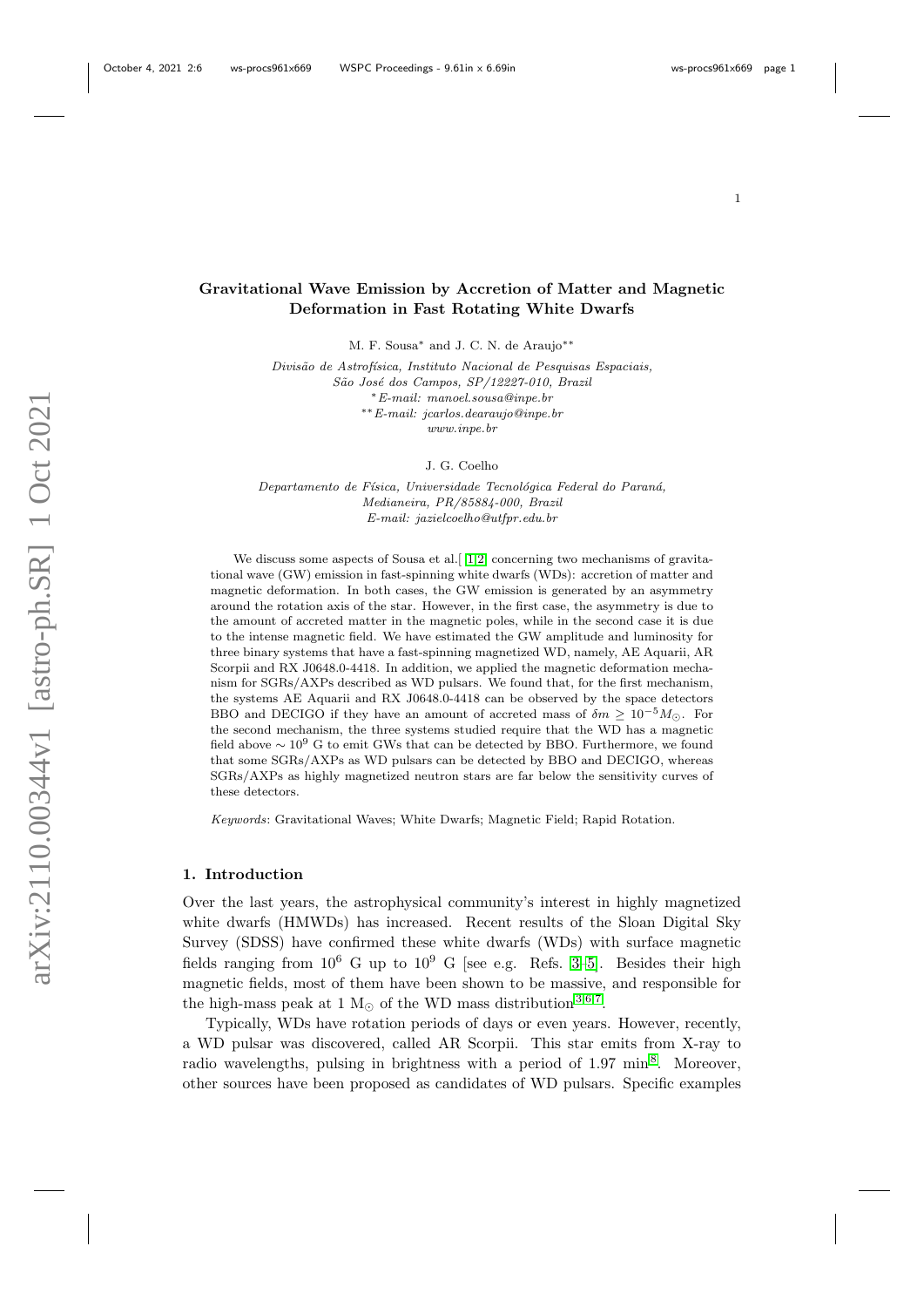# Gravitational Wave Emission by Accretion of Matter and Magnetic Deformation in Fast Rotating White Dwarfs

M. F. Sousa* and J. C. N. de Araujo**

*Divisão de Astrofísica, Instituto Nacional de Pesquisas Espaciais,*
*São José dos Campos, SP/12227-010, Brazil*
*\*E-mail: manoel.sousa@inpe.br*
*\*\*E-mail: jcarlos.dearaujo@inpe.br*
*www.inpe.br*

J. G. Coelho

*Departamento de Física, Universidade Tecnológica Federal do Paraná,*
*Medianeira, PR/85884-000, Brazil*
*E-mail: jazielcoelho@utfpr.edu.br*

We discuss some aspects of Sousa et al.[ [1,2] concerning two mechanisms of gravitational wave (GW) emission in fast-spinning white dwarfs (WDs): accretion of matter and magnetic deformation. In both cases, the GW emission is generated by an asymmetry around the rotation axis of the star. However, in the first case, the asymmetry is due to the amount of accreted matter in the magnetic poles, while in the second case it is due to the intense magnetic field. We have estimated the GW amplitude and luminosity for three binary systems that have a fast-spinning magnetized WD, namely, AE Aquarii, AR Scorpii and RX J0648.0-4418. In addition, we applied the magnetic deformation mechanism for SGRs/AXPs described as WD pulsars. We found that, for the first mechanism, the systems AE Aquarii and RX J0648.0-4418 can be observed by the space detectors BBO and DECIGO if they have an amount of accreted mass of $\delta m \geq 10^{-5} M_{\odot}$. For the second mechanism, the three systems studied require that the WD has a magnetic field above $\sim 10^{9}$ G to emit GWs that can be detected by BBO. Furthermore, we found that some SGRs/AXPs as WD pulsars can be detected by BBO and DECIGO, whereas SGRs/AXPs as highly magnetized neutron stars are far below the sensitivity curves of these detectors.

*Keywords*: Gravitational Waves; White Dwarfs; Magnetic Field; Rapid Rotation.

## 1. Introduction

Over the last years, the astrophysical community's interest in highly magnetized white dwarfs (HMWDs) has increased. Recent results of the Sloan Digital Sky Survey (SDSS) have confirmed these white dwarfs (WDs) with surface magnetic fields ranging from $10^{6}$ G up to $10^{9}$ G [see e.g. Refs. [3–5]. Besides their high magnetic fields, most of them have been shown to be massive, and responsible for the high-mass peak at 1 $M_{\odot}$ of the WD mass distribution[3,6,7].

Typically, WDs have rotation periods of days or even years. However, recently, a WD pulsar was discovered, called AR Scorpii. This star emits from X-ray to radio wavelengths, pulsing in brightness with a period of 1.97 min[8]. Moreover, other sources have been proposed as candidates of WD pulsars. Specific examples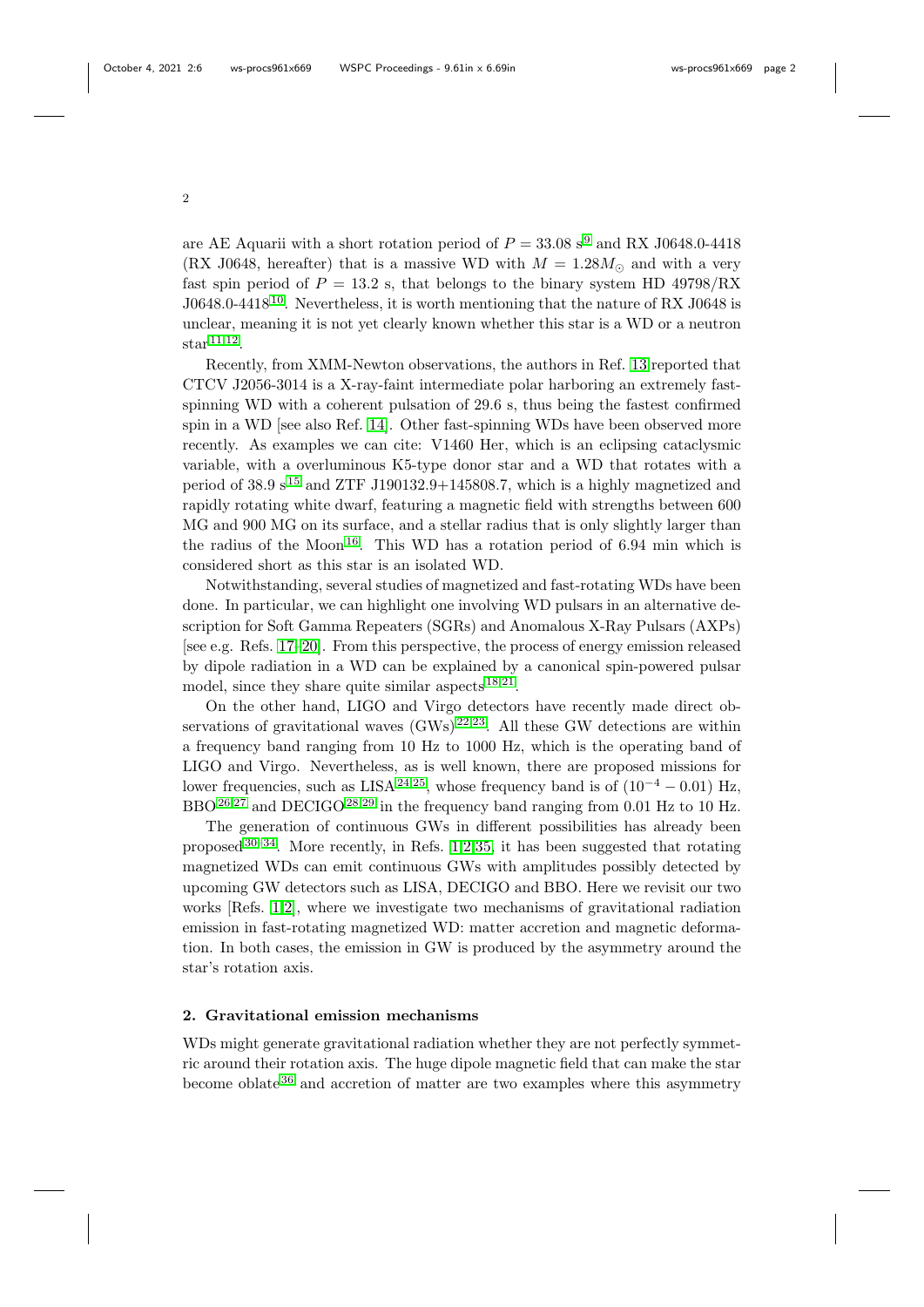are AE Aquarii with a short rotation period of $P = 33.08$ s[9] and RX J0648.0-4418 (RX J0648, hereafter) that is a massive WD with $M = 1.28 M_{\odot}$ and with a very fast spin period of $P = 13.2$ s, that belongs to the binary system HD 49798/RX J0648.0-4418[10]. Nevertheless, it is worth mentioning that the nature of RX J0648 is unclear, meaning it is not yet clearly known whether this star is a WD or a neutron star[11,12].

Recently, from XMM-Newton observations, the authors in Ref. 13 reported that CTCV J2056-3014 is a X-ray-faint intermediate polar harboring an extremely fast-spinning WD with a coherent pulsation of 29.6 s, thus being the fastest confirmed spin in a WD [see also Ref. 14]. Other fast-spinning WDs have been observed more recently. As examples we can cite: V1460 Her, which is an eclipsing cataclysmic variable, with a overluminous K5-type donor star and a WD that rotates with a period of 38.9 s[15] and ZTF J190132.9+145808.7, which is a highly magnetized and rapidly rotating white dwarf, featuring a magnetic field with strengths between 600 MG and 900 MG on its surface, and a stellar radius that is only slightly larger than the radius of the Moon[16]. This WD has a rotation period of 6.94 min which is considered short as this star is an isolated WD.

Notwithstanding, several studies of magnetized and fast-rotating WDs have been done. In particular, we can highlight one involving WD pulsars in an alternative description for Soft Gamma Repeaters (SGRs) and Anomalous X-Ray Pulsars (AXPs) [see e.g. Refs. 17–20]. From this perspective, the process of energy emission released by dipole radiation in a WD can be explained by a canonical spin-powered pulsar model, since they share quite similar aspects[18,21].

On the other hand, LIGO and Virgo detectors have recently made direct observations of gravitational waves (GWs)[22,23]. All these GW detections are within a frequency band ranging from 10 Hz to 1000 Hz, which is the operating band of LIGO and Virgo. Nevertheless, as is well known, there are proposed missions for lower frequencies, such as LISA[24,25], whose frequency band is of $(10^{-4} - 0.01)$ Hz, BBO[26,27] and DECIGO[28,29] in the frequency band ranging from 0.01 Hz to 10 Hz.

The generation of continuous GWs in different possibilities has already been proposed[30–34]. More recently, in Refs. 1,2,35, it has been suggested that rotating magnetized WDs can emit continuous GWs with amplitudes possibly detected by upcoming GW detectors such as LISA, DECIGO and BBO. Here we revisit our two works [Refs. 1,2], where we investigate two mechanisms of gravitational radiation emission in fast-rotating magnetized WD: matter accretion and magnetic deformation. In both cases, the emission in GW is produced by the asymmetry around the star's rotation axis.

## 2. Gravitational emission mechanisms

WDs might generate gravitational radiation whether they are not perfectly symmetric around their rotation axis. The huge dipole magnetic field that can make the star become oblate[36] and accretion of matter are two examples where this asymmetry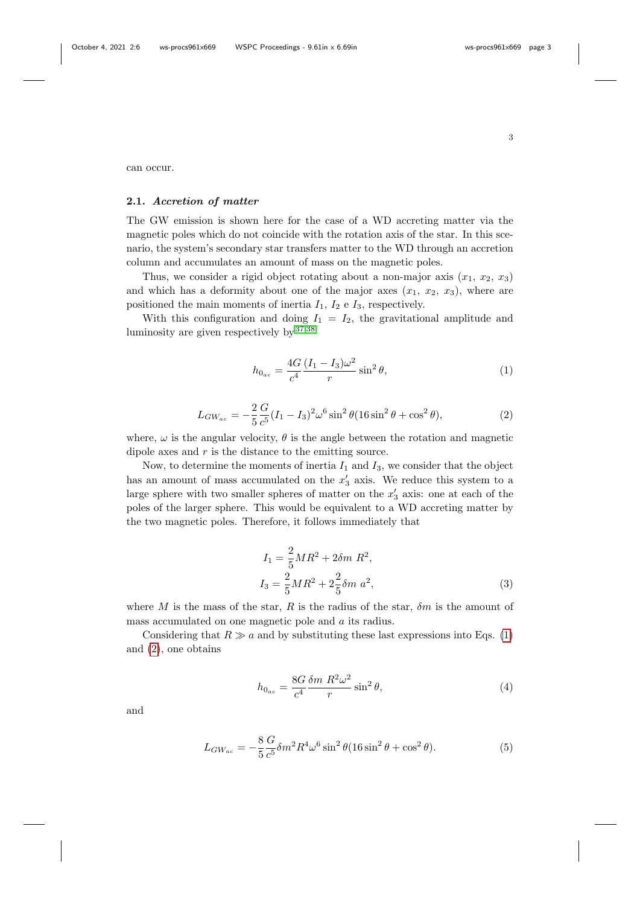can occur.

### 2.1. *Accretion of matter*

The GW emission is shown here for the case of a WD accreting matter via the magnetic poles which do not coincide with the rotation axis of the star. In this scenario, the system's secondary star transfers matter to the WD through an accretion column and accumulates an amount of mass on the magnetic poles.

Thus, we consider a rigid object rotating about a non-major axis ($x_1$, $x_2$, $x_3$) and which has a deformity about one of the major axes ($x_1$, $x_2$, $x_3$), where are positioned the main moments of inertia $I_1$, $I_2$ e $I_3$, respectively.

With this configuration and doing $I_1 = I_2$, the gravitational amplitude and luminosity are given respectively by[37,38]

$$h_{0_{ac}} = \frac{4G}{c^4} \frac{(I_1 - I_3)\omega^2}{r} \sin^2\theta, \tag{1}$$

$$L_{GW_{ac}} = -\frac{2}{5}\frac{G}{c^5}(I_1 - I_3)^2\omega^6 \sin^2\theta(16\sin^2\theta + \cos^2\theta), \tag{2}$$

where, $\omega$ is the angular velocity, $\theta$ is the angle between the rotation and magnetic dipole axes and $r$ is the distance to the emitting source.

Now, to determine the moments of inertia $I_1$ and $I_3$, we consider that the object has an amount of mass accumulated on the $x_3'$ axis. We reduce this system to a large sphere with two smaller spheres of matter on the $x_3'$ axis: one at each of the poles of the larger sphere. This would be equivalent to a WD accreting matter by the two magnetic poles. Therefore, it follows immediately that

$$\begin{aligned} I_1 &= \frac{2}{5}MR^2 + 2\delta m\ R^2, \\ I_3 &= \frac{2}{5}MR^2 + 2\frac{2}{5}\delta m\ a^2, \end{aligned} \tag{3}$$

where $M$ is the mass of the star, $R$ is the radius of the star, $\delta m$ is the amount of mass accumulated on one magnetic pole and $a$ its radius.

Considering that $R \gg a$ and by substituting these last expressions into Eqs. (1) and (2), one obtains

$$h_{0_{ac}} = \frac{8G}{c^4} \frac{\delta m\ R^2\omega^2}{r} \sin^2\theta, \tag{4}$$

and

$$L_{GW_{ac}} = -\frac{8}{5}\frac{G}{c^5}\delta m^2 R^4\omega^6 \sin^2\theta(16\sin^2\theta + \cos^2\theta). \tag{5}$$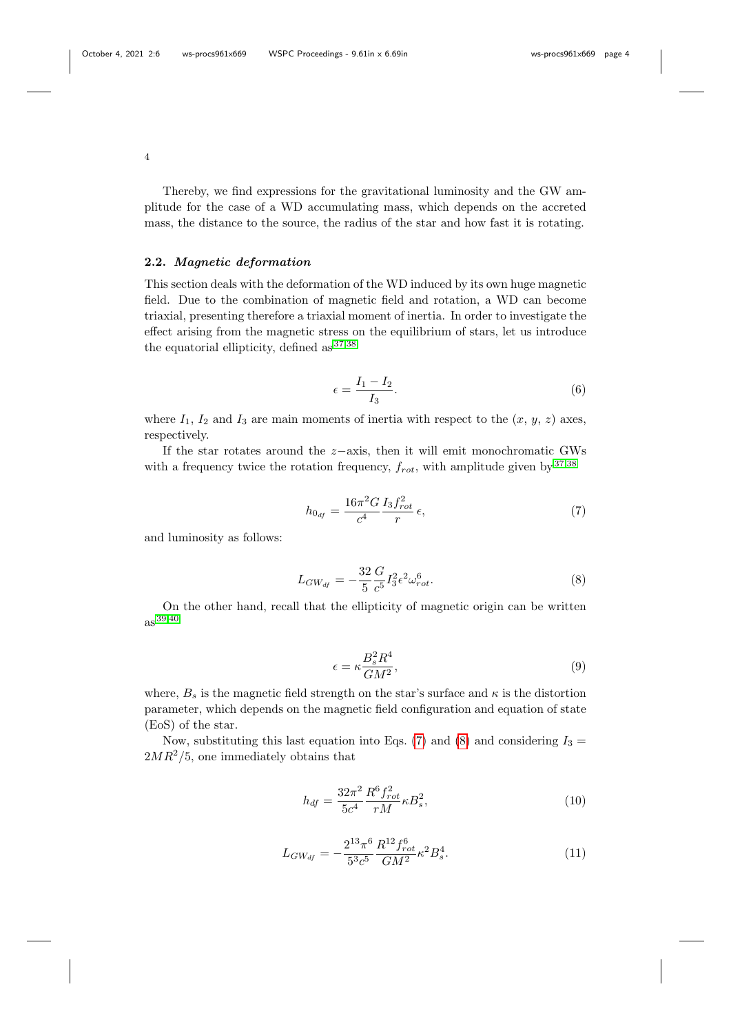Thereby, we find expressions for the gravitational luminosity and the GW amplitude for the case of a WD accumulating mass, which depends on the accreted mass, the distance to the source, the radius of the star and how fast it is rotating.

### 2.2. *Magnetic deformation*

This section deals with the deformation of the WD induced by its own huge magnetic field. Due to the combination of magnetic field and rotation, a WD can become triaxial, presenting therefore a triaxial moment of inertia. In order to investigate the effect arising from the magnetic stress on the equilibrium of stars, let us introduce the equatorial ellipticity, defined as[37,38]

$$\epsilon = \frac{I_1 - I_2}{I_3}. \tag{6}$$

where $I_1$, $I_2$ and $I_3$ are main moments of inertia with respect to the $(x,\, y,\, z)$ axes, respectively.

If the star rotates around the $z-$axis, then it will emit monochromatic GWs with a frequency twice the rotation frequency, $f_{rot}$, with amplitude given by[37,38]

$$h_{0_{df}} = \frac{16\pi^2 G}{c^4}\frac{I_3 f_{rot}^2}{r}\,\epsilon, \tag{7}$$

and luminosity as follows:

$$L_{GW_{df}} = -\frac{32}{5}\frac{G}{c^5} I_3^2 \epsilon^2 \omega_{rot}^6. \tag{8}$$

On the other hand, recall that the ellipticity of magnetic origin can be written as[39,40]

$$\epsilon = \kappa \frac{B_s^2 R^4}{GM^2}, \tag{9}$$

where, $B_s$ is the magnetic field strength on the star's surface and $\kappa$ is the distortion parameter, which depends on the magnetic field configuration and equation of state (EoS) of the star.

Now, substituting this last equation into Eqs. (7) and (8) and considering $I_3 = 2MR^2/5$, one immediately obtains that

$$h_{df} = \frac{32\pi^2}{5c^4}\frac{R^6 f_{rot}^2}{rM}\kappa B_s^2, \tag{10}$$

$$L_{GW_{df}} = -\frac{2^{13}\pi^6}{5^3 c^5}\frac{R^{12} f_{rot}^6}{GM^2}\kappa^2 B_s^4. \tag{11}$$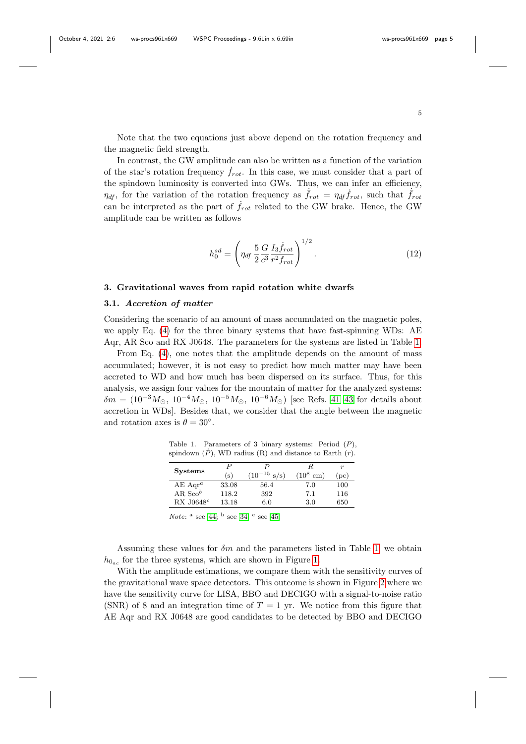Note that the two equations just above depend on the rotation frequency and the magnetic field strength.

In contrast, the GW amplitude can also be written as a function of the variation of the star's rotation frequency $\dot{f}_{rot}$. In this case, we must consider that a part of the spindown luminosity is converted into GWs. Thus, we can infer an efficiency, $\eta_{df}$, for the variation of the rotation frequency as $\dot{\bar{f}}_{rot} = \eta_{df}\dot{f}_{rot}$, such that $\dot{\bar{f}}_{rot}$ can be interpreted as the part of $\dot{f}_{rot}$ related to the GW brake. Hence, the GW amplitude can be written as follows

$$h_0^{sd} = \left( \eta_{df} \, \frac{5}{2} \frac{G}{c^3} \frac{I_3 \dot{f}_{rot}}{r^2 f_{rot}} \right)^{1/2}. \tag{12}$$

## 3. Gravitational waves from rapid rotation white dwarfs

### 3.1. *Accretion of matter*

Considering the scenario of an amount of mass accumulated on the magnetic poles, we apply Eq. (4) for the three binary systems that have fast-spinning WDs: AE Aqr, AR Sco and RX J0648. The parameters for the systems are listed in Table 1.

From Eq. (4), one notes that the amplitude depends on the amount of mass accumulated; however, it is not easy to predict how much matter may have been accreted to WD and how much has been dispersed on its surface. Thus, for this analysis, we assign four values for the mountain of matter for the analyzed systems: $\delta m = (10^{-3}M_\odot,\ 10^{-4}M_\odot,\ 10^{-5}M_\odot,\ 10^{-6}M_\odot)$ [see Refs. 41–43 for details about accretion in WDs]. Besides that, we consider that the angle between the magnetic and rotation axes is $\theta = 30°$.

Table 1. Parameters of 3 binary systems: Period ($P$), spindown ($\dot{P}$), WD radius (R) and distance to Earth ($r$).

| **Systems** | $P$ (s) | $\dot{P}$ ($10^{-15}$ s/s) | $R$ ($10^8$ cm) | $r$ (pc) |
|---|---|---|---|---|
| AE Aqr[a] | 33.08 | 56.4 | 7.0 | 100 |
| AR Sco[b] | 118.2 | 392 | 7.1 | 116 |
| RX J0648[c] | 13.18 | 6.0 | 3.0 | 650 |

*Note*: [a] see [44]; [b] see [34]; [c] see [45].

Assuming these values for $\delta m$ and the parameters listed in Table 1, we obtain $h_{0_{ac}}$ for the three systems, which are shown in Figure 1.

With the amplitude estimations, we compare them with the sensitivity curves of the gravitational wave space detectors. This outcome is shown in Figure 2 where we have the sensitivity curve for LISA, BBO and DECIGO with a signal-to-noise ratio (SNR) of 8 and an integration time of $T = 1$ yr. We notice from this figure that AE Aqr and RX J0648 are good candidates to be detected by BBO and DECIGO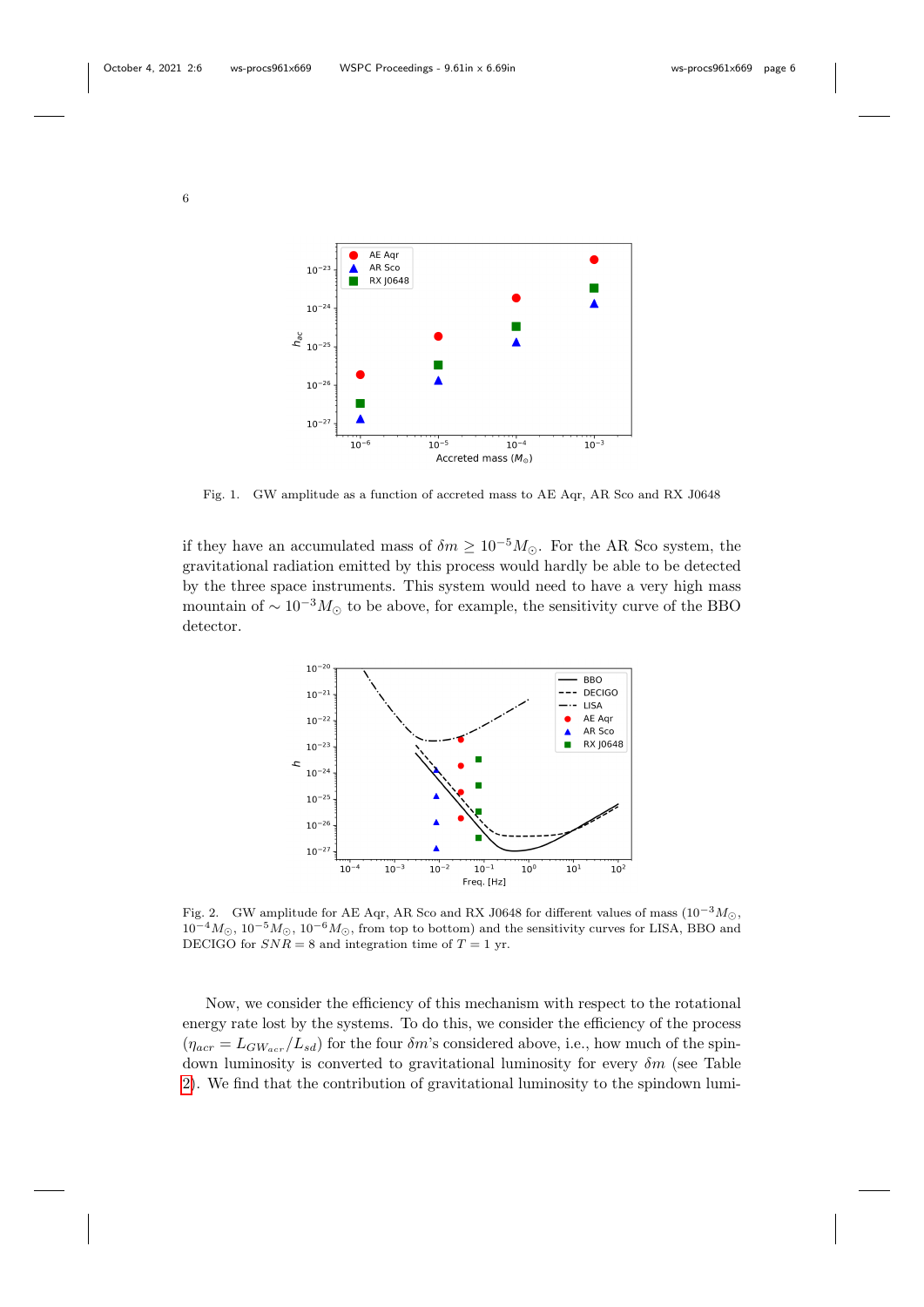Fig. 1. GW amplitude as a function of accreted mass to AE Aqr, AR Sco and RX J0648

if they have an accumulated mass of $\delta m \geq 10^{-5} M_{\odot}$. For the AR Sco system, the gravitational radiation emitted by this process would hardly be able to be detected by the three space instruments. This system would need to have a very high mass mountain of $\sim 10^{-3} M_{\odot}$ to be above, for example, the sensitivity curve of the BBO detector.

Fig. 2. GW amplitude for AE Aqr, AR Sco and RX J0648 for different values of mass ($10^{-3} M_{\odot}$, $10^{-4} M_{\odot}$, $10^{-5} M_{\odot}$, $10^{-6} M_{\odot}$, from top to bottom) and the sensitivity curves for LISA, BBO and DECIGO for $SNR = 8$ and integration time of $T = 1$ yr.

Now, we consider the efficiency of this mechanism with respect to the rotational energy rate lost by the systems. To do this, we consider the efficiency of the process ($\eta_{acr} = L_{GW_{acr}}/L_{sd}$) for the four $\delta m$'s considered above, i.e., how much of the spindown luminosity is converted to gravitational luminosity for every $\delta m$ (see Table 2). We find that the contribution of gravitational luminosity to the spindown lumi-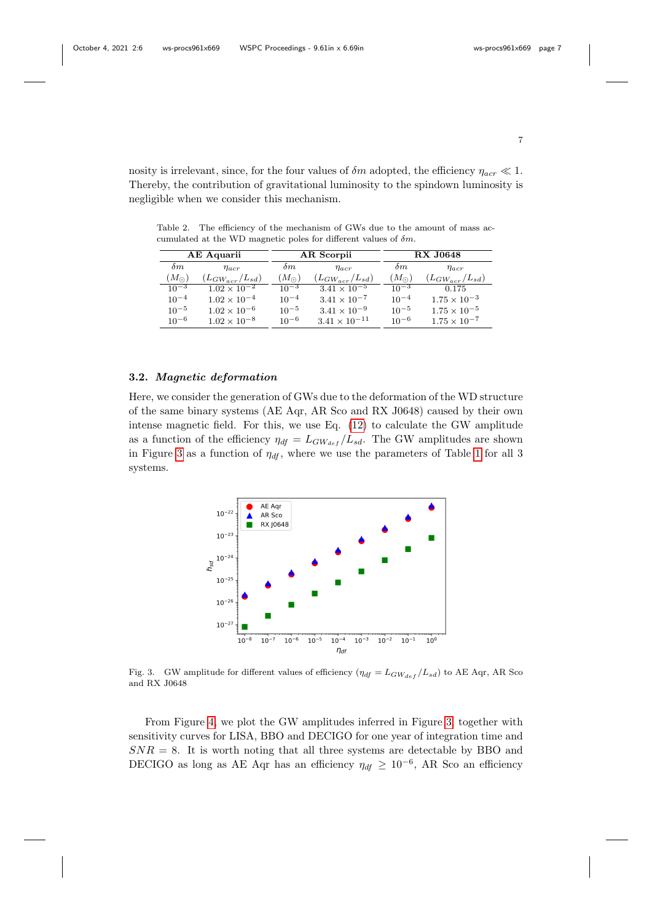nosity is irrelevant, since, for the four values of $\delta m$ adopted, the efficiency $\eta_{acr} \ll 1$. Thereby, the contribution of gravitational luminosity to the spindown luminosity is negligible when we consider this mechanism.

Table 2. The efficiency of the mechanism of GWs due to the amount of mass accumulated at the WD magnetic poles for different values of $\delta m$.

| AE Aquarii | | AR Scorpii | | RX J0648 | |
|---|---|---|---|---|---|
| $\delta m$ $(M_\odot)$ | $\eta_{acr}$ $(L_{GW_{acr}}/L_{sd})$ | $\delta m$ $(M_\odot)$ | $\eta_{acr}$ $(L_{GW_{acr}}/L_{sd})$ | $\delta m$ $(M_\odot)$ | $\eta_{acr}$ $(L_{GW_{acr}}/L_{sd})$ |
| $10^{-3}$ | $1.02 \times 10^{-2}$ | $10^{-3}$ | $3.41 \times 10^{-5}$ | $10^{-3}$ | $0.175$ |
| $10^{-4}$ | $1.02 \times 10^{-4}$ | $10^{-4}$ | $3.41 \times 10^{-7}$ | $10^{-4}$ | $1.75 \times 10^{-3}$ |
| $10^{-5}$ | $1.02 \times 10^{-6}$ | $10^{-5}$ | $3.41 \times 10^{-9}$ | $10^{-5}$ | $1.75 \times 10^{-5}$ |
| $10^{-6}$ | $1.02 \times 10^{-8}$ | $10^{-6}$ | $3.41 \times 10^{-11}$ | $10^{-6}$ | $1.75 \times 10^{-7}$ |

### 3.2. *Magnetic deformation*

Here, we consider the generation of GWs due to the deformation of the WD structure of the same binary systems (AE Aqr, AR Sco and RX J0648) caused by their own intense magnetic field. For this, we use Eq. (12) to calculate the GW amplitude as a function of the efficiency $\eta_{df} = L_{GW_{def}}/L_{sd}$. The GW amplitudes are shown in Figure 3 as a function of $\eta_{df}$, where we use the parameters of Table 1 for all 3 systems.

Fig. 3. GW amplitude for different values of efficiency ($\eta_{df} = L_{GW_{def}}/L_{sd}$) to AE Aqr, AR Sco and RX J0648

From Figure 4, we plot the GW amplitudes inferred in Figure 3, together with sensitivity curves for LISA, BBO and DECIGO for one year of integration time and $SNR = 8$. It is worth noting that all three systems are detectable by BBO and DECIGO as long as AE Aqr has an efficiency $\eta_{df} \geq 10^{-6}$, AR Sco an efficiency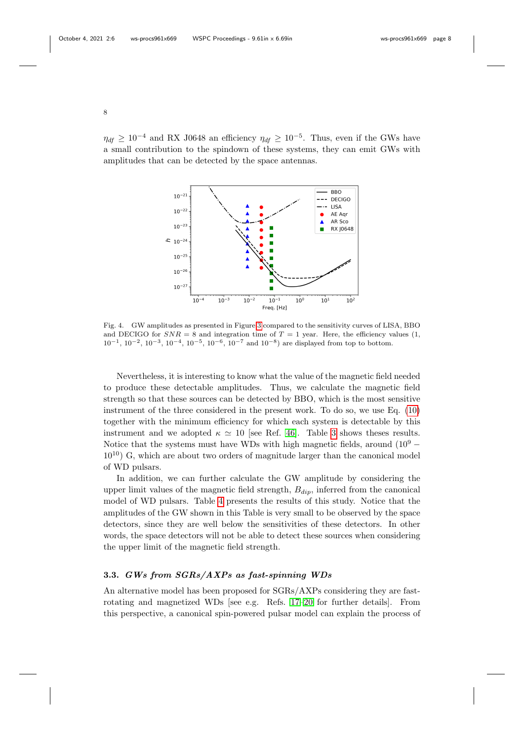$\eta_{df} \geq 10^{-4}$ and RX J0648 an efficiency $\eta_{df} \geq 10^{-5}$. Thus, even if the GWs have a small contribution to the spindown of these systems, they can emit GWs with amplitudes that can be detected by the space antennas.

Fig. 4. GW amplitudes as presented in Figure 3 compared to the sensitivity curves of LISA, BBO and DECIGO for $SNR = 8$ and integration time of $T = 1$ year. Here, the efficiency values (1, $10^{-1}$, $10^{-2}$, $10^{-3}$, $10^{-4}$, $10^{-5}$, $10^{-6}$, $10^{-7}$ and $10^{-8}$) are displayed from top to bottom.

Nevertheless, it is interesting to know what the value of the magnetic field needed to produce these detectable amplitudes. Thus, we calculate the magnetic field strength so that these sources can be detected by BBO, which is the most sensitive instrument of the three considered in the present work. To do so, we use Eq. (10) together with the minimum efficiency for which each system is detectable by this instrument and we adopted $\kappa \simeq 10$ [see Ref. 46]. Table 3 shows theses results. Notice that the systems must have WDs with high magnetic fields, around ($10^9 - 10^{10}$) G, which are about two orders of magnitude larger than the canonical model of WD pulsars.

In addition, we can further calculate the GW amplitude by considering the upper limit values of the magnetic field strength, $B_{dip}$, inferred from the canonical model of WD pulsars. Table 4 presents the results of this study. Notice that the amplitudes of the GW shown in this Table is very small to be observed by the space detectors, since they are well below the sensitivities of these detectors. In other words, the space detectors will not be able to detect these sources when considering the upper limit of the magnetic field strength.

### 3.3. *GWs from SGRs/AXPs as fast-spinning WDs*

An alternative model has been proposed for SGRs/AXPs considering they are fast-rotating and magnetized WDs [see e.g. Refs. 17–20 for further details]. From this perspective, a canonical spin-powered pulsar model can explain the process of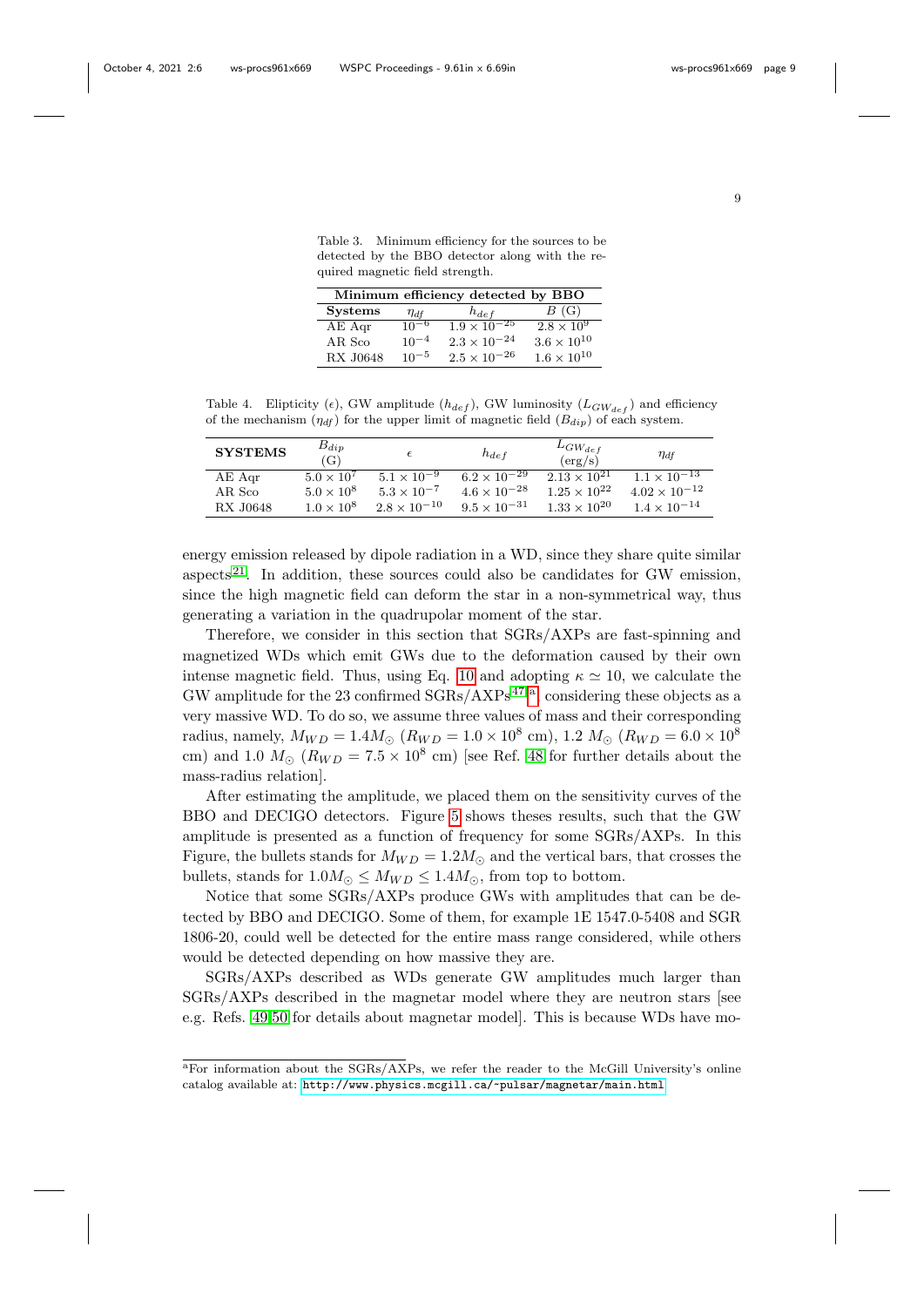Table 3. Minimum efficiency for the sources to be detected by the BBO detector along with the required magnetic field strength.

| Minimum efficiency detected by BBO | | | |
|---|---|---|---|
| **Systems** | $\eta_{df}$ | $h_{def}$ | $B$ (G) |
| AE Aqr | $10^{-6}$ | $1.9 \times 10^{-25}$ | $2.8 \times 10^{9}$ |
| AR Sco | $10^{-4}$ | $2.3 \times 10^{-24}$ | $3.6 \times 10^{10}$ |
| RX J0648 | $10^{-5}$ | $2.5 \times 10^{-26}$ | $1.6 \times 10^{10}$ |

Table 4. Elipticity ($\epsilon$), GW amplitude ($h_{def}$), GW luminosity ($L_{GW_{def}}$) and efficiency of the mechanism ($\eta_{df}$) for the upper limit of magnetic field ($B_{dip}$) of each system.

| **SYSTEMS** | $B_{dip}$ (G) | $\epsilon$ | $h_{def}$ | $L_{GW_{def}}$ (erg/s) | $\eta_{df}$ |
|---|---|---|---|---|---|
| AE Aqr | $5.0 \times 10^{7}$ | $5.1 \times 10^{-9}$ | $6.2 \times 10^{-29}$ | $2.13 \times 10^{21}$ | $1.1 \times 10^{-13}$ |
| AR Sco | $5.0 \times 10^{8}$ | $5.3 \times 10^{-7}$ | $4.6 \times 10^{-28}$ | $1.25 \times 10^{22}$ | $4.02 \times 10^{-12}$ |
| RX J0648 | $1.0 \times 10^{8}$ | $2.8 \times 10^{-10}$ | $9.5 \times 10^{-31}$ | $1.33 \times 10^{20}$ | $1.4 \times 10^{-14}$ |

energy emission released by dipole radiation in a WD, since they share quite similar aspects[21]. In addition, these sources could also be candidates for GW emission, since the high magnetic field can deform the star in a non-symmetrical way, thus generating a variation in the quadrupolar moment of the star.

Therefore, we consider in this section that SGRs/AXPs are fast-spinning and magnetized WDs which emit GWs due to the deformation caused by their own intense magnetic field. Thus, using Eq. 10 and adopting $\kappa \simeq 10$, we calculate the GW amplitude for the 23 confirmed SGRs/AXPs[47,a], considering these objects as a very massive WD. To do so, we assume three values of mass and their corresponding radius, namely, $M_{WD} = 1.4 M_{\odot}$ ($R_{WD} = 1.0 \times 10^{8}$ cm), 1.2 $M_{\odot}$ ($R_{WD} = 6.0 \times 10^{8}$ cm) and 1.0 $M_{\odot}$ ($R_{WD} = 7.5 \times 10^{8}$ cm) [see Ref. 48 for further details about the mass-radius relation].

After estimating the amplitude, we placed them on the sensitivity curves of the BBO and DECIGO detectors. Figure 5 shows theses results, such that the GW amplitude is presented as a function of frequency for some SGRs/AXPs. In this Figure, the bullets stands for $M_{WD} = 1.2 M_{\odot}$ and the vertical bars, that crosses the bullets, stands for $1.0 M_{\odot} \leq M_{WD} \leq 1.4 M_{\odot}$, from top to bottom.

Notice that some SGRs/AXPs produce GWs with amplitudes that can be detected by BBO and DECIGO. Some of them, for example 1E 1547.0-5408 and SGR 1806-20, could well be detected for the entire mass range considered, while others would be detected depending on how massive they are.

SGRs/AXPs described as WDs generate GW amplitudes much larger than SGRs/AXPs described in the magnetar model where they are neutron stars [see e.g. Refs. 49,50 for details about magnetar model]. This is because WDs have mo-

[a] For information about the SGRs/AXPs, we refer the reader to the McGill University's online catalog available at: http://www.physics.mcgill.ca/~pulsar/magnetar/main.html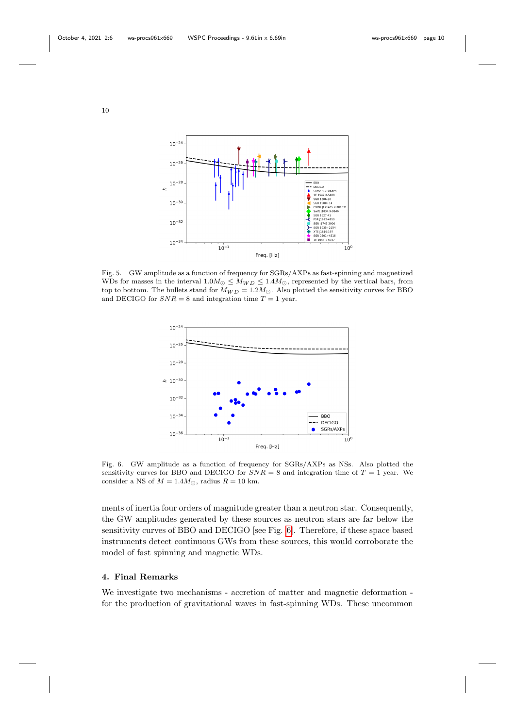Fig. 5. GW amplitude as a function of frequency for SGRs/AXPs as fast-spinning and magnetized WDs for masses in the interval $1.0M_{\odot} \leq M_{WD} \leq 1.4M_{\odot}$, represented by the vertical bars, from top to bottom. The bullets stand for $M_{WD} = 1.2M_{\odot}$. Also plotted the sensitivity curves for BBO and DECIGO for $SNR = 8$ and integration time $T = 1$ year.

Fig. 6. GW amplitude as a function of frequency for SGRs/AXPs as NSs. Also plotted the sensitivity curves for BBO and DECIGO for $SNR = 8$ and integration time of $T = 1$ year. We consider a NS of $M = 1.4M_{\odot}$, radius $R = 10$ km.

ments of inertia four orders of magnitude greater than a neutron star. Consequently, the GW amplitudes generated by these sources as neutron stars are far below the sensitivity curves of BBO and DECIGO [see Fig. 6]. Therefore, if these space based instruments detect continuous GWs from these sources, this would corroborate the model of fast spinning and magnetic WDs.

## 4. Final Remarks

We investigate two mechanisms - accretion of matter and magnetic deformation - for the production of gravitational waves in fast-spinning WDs. These uncommon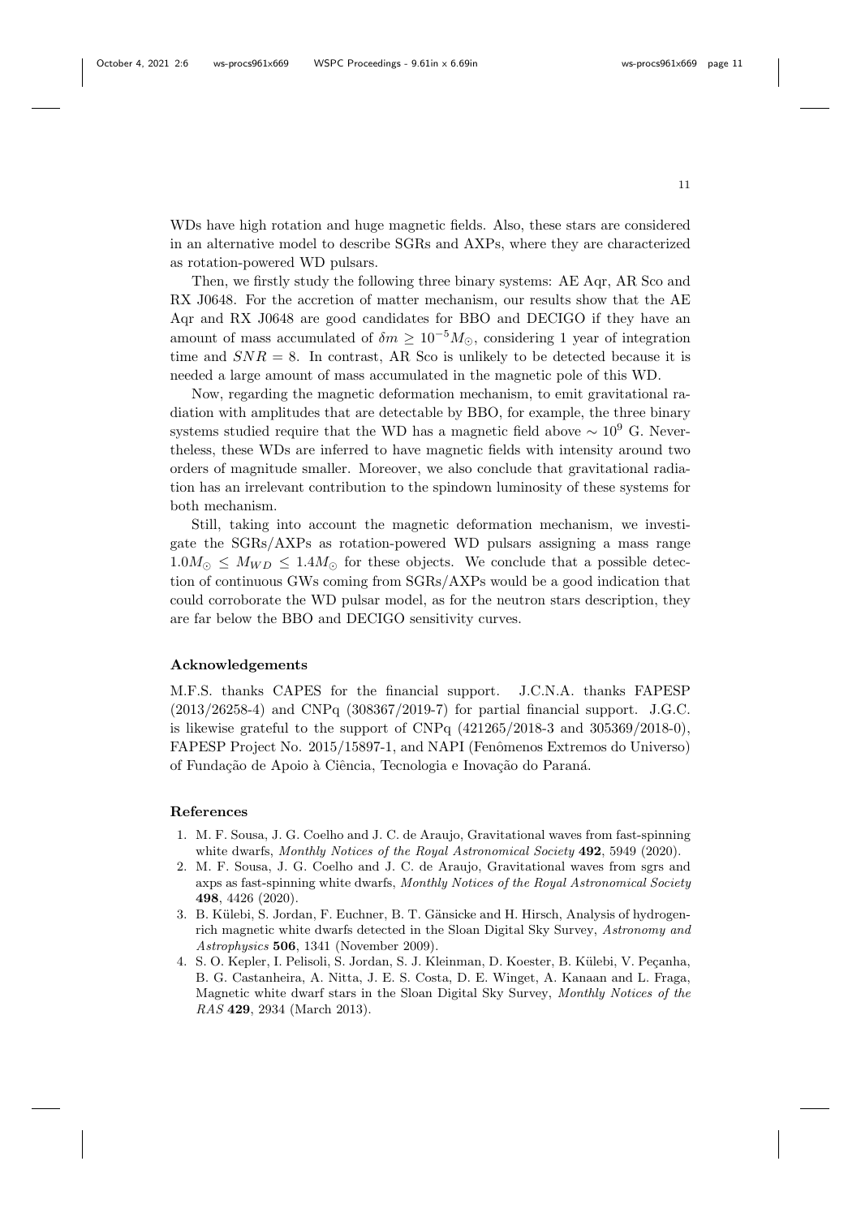WDs have high rotation and huge magnetic fields. Also, these stars are considered in an alternative model to describe SGRs and AXPs, where they are characterized as rotation-powered WD pulsars.

Then, we firstly study the following three binary systems: AE Aqr, AR Sco and RX J0648. For the accretion of matter mechanism, our results show that the AE Aqr and RX J0648 are good candidates for BBO and DECIGO if they have an amount of mass accumulated of $\delta m \geq 10^{-5} M_{\odot}$, considering 1 year of integration time and $SNR = 8$. In contrast, AR Sco is unlikely to be detected because it is needed a large amount of mass accumulated in the magnetic pole of this WD.

Now, regarding the magnetic deformation mechanism, to emit gravitational radiation with amplitudes that are detectable by BBO, for example, the three binary systems studied require that the WD has a magnetic field above $\sim 10^9$ G. Nevertheless, these WDs are inferred to have magnetic fields with intensity around two orders of magnitude smaller. Moreover, we also conclude that gravitational radiation has an irrelevant contribution to the spindown luminosity of these systems for both mechanism.

Still, taking into account the magnetic deformation mechanism, we investigate the SGRs/AXPs as rotation-powered WD pulsars assigning a mass range $1.0 M_{\odot} \leq M_{WD} \leq 1.4 M_{\odot}$ for these objects. We conclude that a possible detection of continuous GWs coming from SGRs/AXPs would be a good indication that could corroborate the WD pulsar model, as for the neutron stars description, they are far below the BBO and DECIGO sensitivity curves.

## Acknowledgements

M.F.S. thanks CAPES for the financial support. J.C.N.A. thanks FAPESP (2013/26258-4) and CNPq (308367/2019-7) for partial financial support. J.G.C. is likewise grateful to the support of CNPq (421265/2018-3 and 305369/2018-0), FAPESP Project No. 2015/15897-1, and NAPI (Fenômenos Extremos do Universo) of Fundação de Apoio à Ciência, Tecnologia e Inovação do Paraná.

## References

1. M. F. Sousa, J. G. Coelho and J. C. de Araujo, Gravitational waves from fast-spinning white dwarfs, *Monthly Notices of the Royal Astronomical Society* **492**, 5949 (2020).
2. M. F. Sousa, J. G. Coelho and J. C. de Araujo, Gravitational waves from sgrs and axps as fast-spinning white dwarfs, *Monthly Notices of the Royal Astronomical Society* **498**, 4426 (2020).
3. B. Külebi, S. Jordan, F. Euchner, B. T. Gänsicke and H. Hirsch, Analysis of hydrogen-rich magnetic white dwarfs detected in the Sloan Digital Sky Survey, *Astronomy and Astrophysics* **506**, 1341 (November 2009).
4. S. O. Kepler, I. Pelisoli, S. Jordan, S. J. Kleinman, D. Koester, B. Külebi, V. Peçanha, B. G. Castanheira, A. Nitta, J. E. S. Costa, D. E. Winget, A. Kanaan and L. Fraga, Magnetic white dwarf stars in the Sloan Digital Sky Survey, *Monthly Notices of the RAS* **429**, 2934 (March 2013).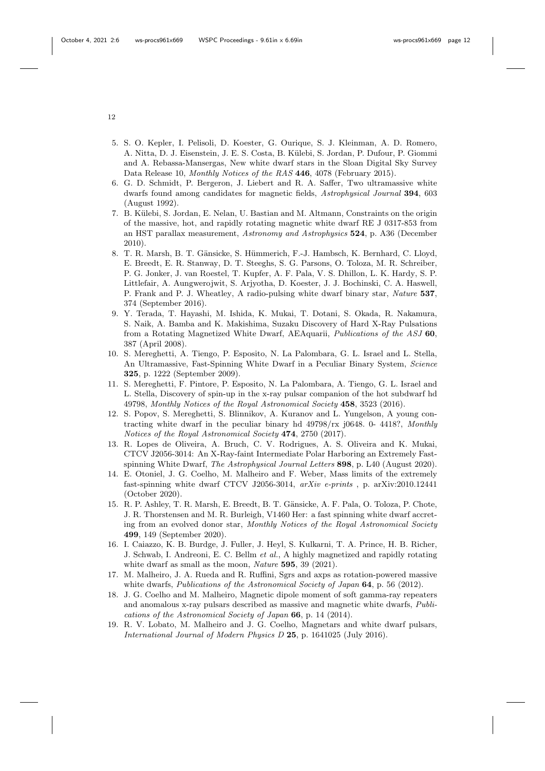5. S. O. Kepler, I. Pelisoli, D. Koester, G. Ourique, S. J. Kleinman, A. D. Romero, A. Nitta, D. J. Eisenstein, J. E. S. Costa, B. Külebi, S. Jordan, P. Dufour, P. Giommi and A. Rebassa-Mansergas, New white dwarf stars in the Sloan Digital Sky Survey Data Release 10, *Monthly Notices of the RAS* **446**, 4078 (February 2015).
6. G. D. Schmidt, P. Bergeron, J. Liebert and R. A. Saffer, Two ultramassive white dwarfs found among candidates for magnetic fields, *Astrophysical Journal* **394**, 603 (August 1992).
7. B. Külebi, S. Jordan, E. Nelan, U. Bastian and M. Altmann, Constraints on the origin of the massive, hot, and rapidly rotating magnetic white dwarf RE J 0317-853 from an HST parallax measurement, *Astronomy and Astrophysics* **524**, p. A36 (December 2010).
8. T. R. Marsh, B. T. Gänsicke, S. Hümmerich, F.-J. Hambsch, K. Bernhard, C. Lloyd, E. Breedt, E. R. Stanway, D. T. Steeghs, S. G. Parsons, O. Toloza, M. R. Schreiber, P. G. Jonker, J. van Roestel, T. Kupfer, A. F. Pala, V. S. Dhillon, L. K. Hardy, S. P. Littlefair, A. Aungwerojwit, S. Arjyotha, D. Koester, J. J. Bochinski, C. A. Haswell, P. Frank and P. J. Wheatley, A radio-pulsing white dwarf binary star, *Nature* **537**, 374 (September 2016).
9. Y. Terada, T. Hayashi, M. Ishida, K. Mukai, T. Dotani, S. Okada, R. Nakamura, S. Naik, A. Bamba and K. Makishima, Suzaku Discovery of Hard X-Ray Pulsations from a Rotating Magnetized White Dwarf, AEAquarii, *Publications of the ASJ* **60**, 387 (April 2008).
10. S. Mereghetti, A. Tiengo, P. Esposito, N. La Palombara, G. L. Israel and L. Stella, An Ultramassive, Fast-Spinning White Dwarf in a Peculiar Binary System, *Science* **325**, p. 1222 (September 2009).
11. S. Mereghetti, F. Pintore, P. Esposito, N. La Palombara, A. Tiengo, G. L. Israel and L. Stella, Discovery of spin-up in the x-ray pulsar companion of the hot subdwarf hd 49798, *Monthly Notices of the Royal Astronomical Society* **458**, 3523 (2016).
12. S. Popov, S. Mereghetti, S. Blinnikov, A. Kuranov and L. Yungelson, A young contracting white dwarf in the peculiar binary hd 49798/rx j0648. 0- 4418?, *Monthly Notices of the Royal Astronomical Society* **474**, 2750 (2017).
13. R. Lopes de Oliveira, A. Bruch, C. V. Rodrigues, A. S. Oliveira and K. Mukai, CTCV J2056-3014: An X-Ray-faint Intermediate Polar Harboring an Extremely Fast-spinning White Dwarf, *The Astrophysical Journal Letters* **898**, p. L40 (August 2020).
14. E. Otoniel, J. G. Coelho, M. Malheiro and F. Weber, Mass limits of the extremely fast-spinning white dwarf CTCV J2056-3014, *arXiv e-prints* , p. arXiv:2010.12441 (October 2020).
15. R. P. Ashley, T. R. Marsh, E. Breedt, B. T. Gänsicke, A. F. Pala, O. Toloza, P. Chote, J. R. Thorstensen and M. R. Burleigh, V1460 Her: a fast spinning white dwarf accreting from an evolved donor star, *Monthly Notices of the Royal Astronomical Society* **499**, 149 (September 2020).
16. I. Caiazzo, K. B. Burdge, J. Fuller, J. Heyl, S. Kulkarni, T. A. Prince, H. B. Richer, J. Schwab, I. Andreoni, E. C. Bellm *et al.*, A highly magnetized and rapidly rotating white dwarf as small as the moon, *Nature* **595**, 39 (2021).
17. M. Malheiro, J. A. Rueda and R. Ruffini, Sgrs and axps as rotation-powered massive white dwarfs, *Publications of the Astronomical Society of Japan* **64**, p. 56 (2012).
18. J. G. Coelho and M. Malheiro, Magnetic dipole moment of soft gamma-ray repeaters and anomalous x-ray pulsars described as massive and magnetic white dwarfs, *Publications of the Astronomical Society of Japan* **66**, p. 14 (2014).
19. R. V. Lobato, M. Malheiro and J. G. Coelho, Magnetars and white dwarf pulsars, *International Journal of Modern Physics D* **25**, p. 1641025 (July 2016).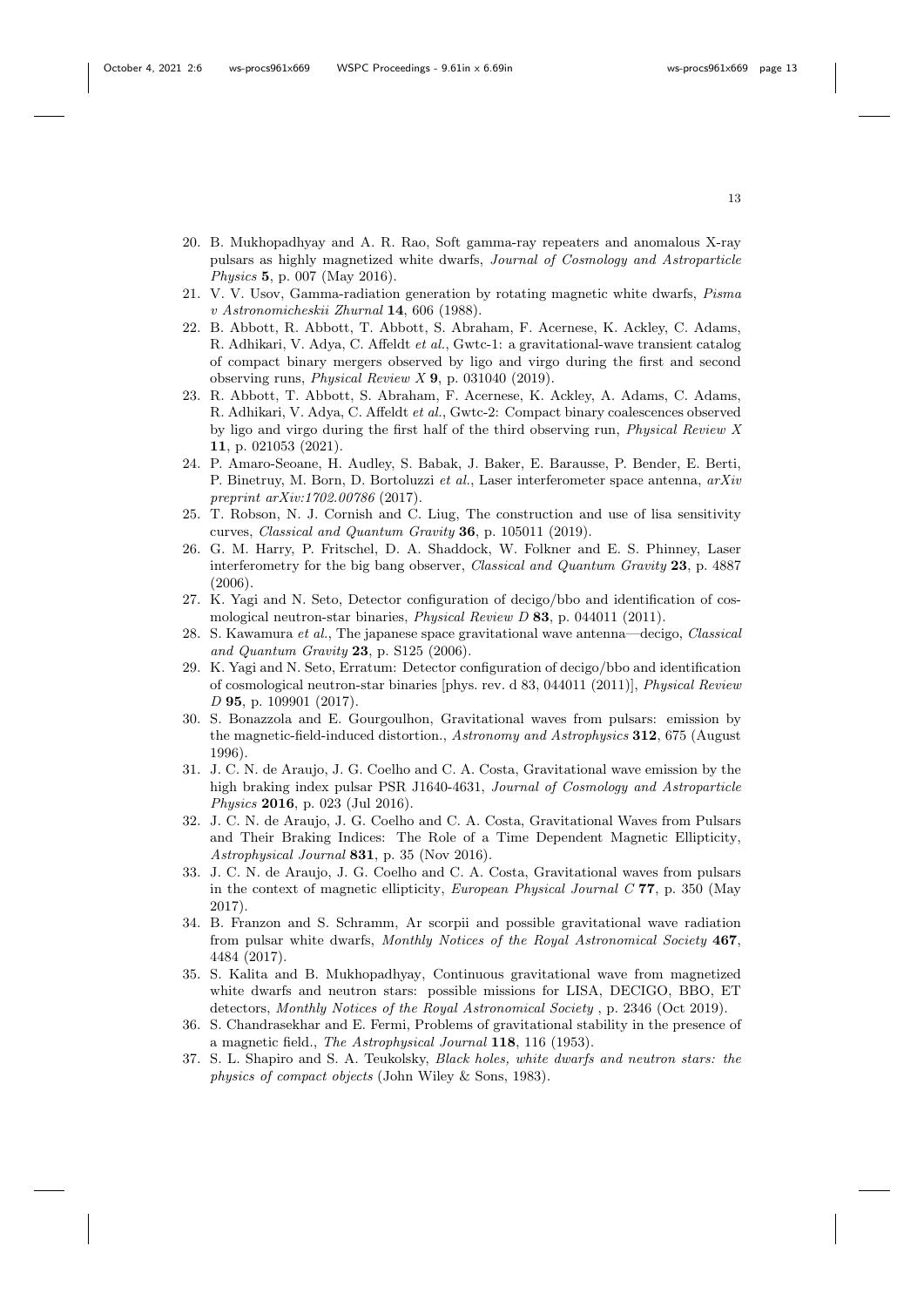20. B. Mukhopadhyay and A. R. Rao, Soft gamma-ray repeaters and anomalous X-ray pulsars as highly magnetized white dwarfs, *Journal of Cosmology and Astroparticle Physics* **5**, p. 007 (May 2016).
21. V. V. Usov, Gamma-radiation generation by rotating magnetic white dwarfs, *Pisma v Astronomicheskii Zhurnal* **14**, 606 (1988).
22. B. Abbott, R. Abbott, T. Abbott, S. Abraham, F. Acernese, K. Ackley, C. Adams, R. Adhikari, V. Adya, C. Affeldt *et al.*, Gwtc-1: a gravitational-wave transient catalog of compact binary mergers observed by ligo and virgo during the first and second observing runs, *Physical Review X* **9**, p. 031040 (2019).
23. R. Abbott, T. Abbott, S. Abraham, F. Acernese, K. Ackley, A. Adams, C. Adams, R. Adhikari, V. Adya, C. Affeldt *et al.*, Gwtc-2: Compact binary coalescences observed by ligo and virgo during the first half of the third observing run, *Physical Review X* **11**, p. 021053 (2021).
24. P. Amaro-Seoane, H. Audley, S. Babak, J. Baker, E. Barausse, P. Bender, E. Berti, P. Binetruy, M. Born, D. Bortoluzzi *et al.*, Laser interferometer space antenna, *arXiv preprint arXiv:1702.00786* (2017).
25. T. Robson, N. J. Cornish and C. Liug, The construction and use of lisa sensitivity curves, *Classical and Quantum Gravity* **36**, p. 105011 (2019).
26. G. M. Harry, P. Fritschel, D. A. Shaddock, W. Folkner and E. S. Phinney, Laser interferometry for the big bang observer, *Classical and Quantum Gravity* **23**, p. 4887 (2006).
27. K. Yagi and N. Seto, Detector configuration of decigo/bbo and identification of cosmological neutron-star binaries, *Physical Review D* **83**, p. 044011 (2011).
28. S. Kawamura *et al.*, The japanese space gravitational wave antenna—decigo, *Classical and Quantum Gravity* **23**, p. S125 (2006).
29. K. Yagi and N. Seto, Erratum: Detector configuration of decigo/bbo and identification of cosmological neutron-star binaries [phys. rev. d 83, 044011 (2011)], *Physical Review D* **95**, p. 109901 (2017).
30. S. Bonazzola and E. Gourgoulhon, Gravitational waves from pulsars: emission by the magnetic-field-induced distortion., *Astronomy and Astrophysics* **312**, 675 (August 1996).
31. J. C. N. de Araujo, J. G. Coelho and C. A. Costa, Gravitational wave emission by the high braking index pulsar PSR J1640-4631, *Journal of Cosmology and Astroparticle Physics* **2016**, p. 023 (Jul 2016).
32. J. C. N. de Araujo, J. G. Coelho and C. A. Costa, Gravitational Waves from Pulsars and Their Braking Indices: The Role of a Time Dependent Magnetic Ellipticity, *Astrophysical Journal* **831**, p. 35 (Nov 2016).
33. J. C. N. de Araujo, J. G. Coelho and C. A. Costa, Gravitational waves from pulsars in the context of magnetic ellipticity, *European Physical Journal C* **77**, p. 350 (May 2017).
34. B. Franzon and S. Schramm, Ar scorpii and possible gravitational wave radiation from pulsar white dwarfs, *Monthly Notices of the Royal Astronomical Society* **467**, 4484 (2017).
35. S. Kalita and B. Mukhopadhyay, Continuous gravitational wave from magnetized white dwarfs and neutron stars: possible missions for LISA, DECIGO, BBO, ET detectors, *Monthly Notices of the Royal Astronomical Society* , p. 2346 (Oct 2019).
36. S. Chandrasekhar and E. Fermi, Problems of gravitational stability in the presence of a magnetic field., *The Astrophysical Journal* **118**, 116 (1953).
37. S. L. Shapiro and S. A. Teukolsky, *Black holes, white dwarfs and neutron stars: the physics of compact objects* (John Wiley & Sons, 1983).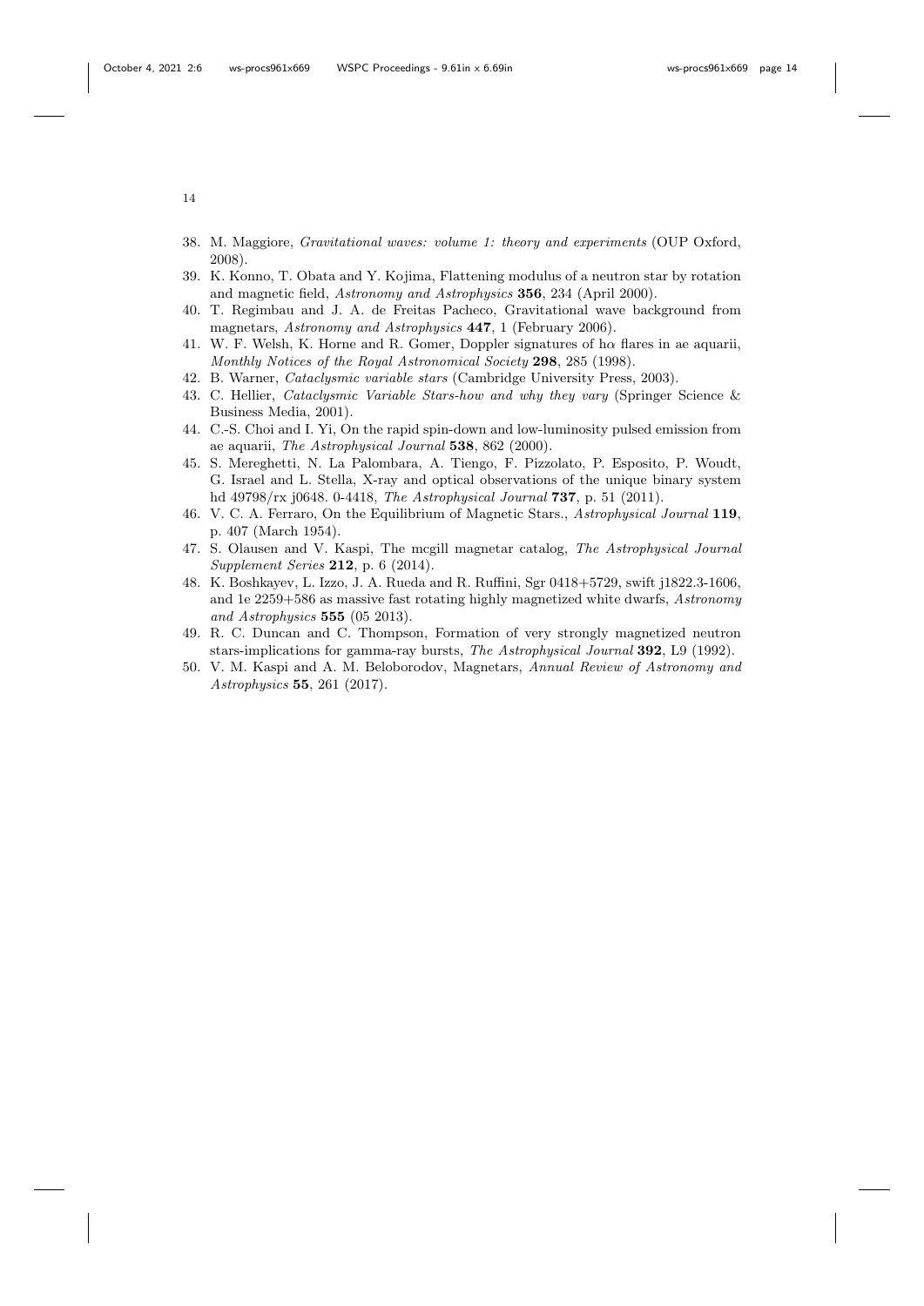38. M. Maggiore, *Gravitational waves: volume 1: theory and experiments* (OUP Oxford, 2008).
39. K. Konno, T. Obata and Y. Kojima, Flattening modulus of a neutron star by rotation and magnetic field, *Astronomy and Astrophysics* **356**, 234 (April 2000).
40. T. Regimbau and J. A. de Freitas Pacheco, Gravitational wave background from magnetars, *Astronomy and Astrophysics* **447**, 1 (February 2006).
41. W. F. Welsh, K. Horne and R. Gomer, Doppler signatures of h$\alpha$ flares in ae aquarii, *Monthly Notices of the Royal Astronomical Society* **298**, 285 (1998).
42. B. Warner, *Cataclysmic variable stars* (Cambridge University Press, 2003).
43. C. Hellier, *Cataclysmic Variable Stars-how and why they vary* (Springer Science & Business Media, 2001).
44. C.-S. Choi and I. Yi, On the rapid spin-down and low-luminosity pulsed emission from ae aquarii, *The Astrophysical Journal* **538**, 862 (2000).
45. S. Mereghetti, N. La Palombara, A. Tiengo, F. Pizzolato, P. Esposito, P. Woudt, G. Israel and L. Stella, X-ray and optical observations of the unique binary system hd 49798/rx j0648. 0-4418, *The Astrophysical Journal* **737**, p. 51 (2011).
46. V. C. A. Ferraro, On the Equilibrium of Magnetic Stars., *Astrophysical Journal* **119**, p. 407 (March 1954).
47. S. Olausen and V. Kaspi, The mcgill magnetar catalog, *The Astrophysical Journal Supplement Series* **212**, p. 6 (2014).
48. K. Boshkayev, L. Izzo, J. A. Rueda and R. Ruffini, Sgr 0418+5729, swift j1822.3-1606, and 1e 2259+586 as massive fast rotating highly magnetized white dwarfs, *Astronomy and Astrophysics* **555** (05 2013).
49. R. C. Duncan and C. Thompson, Formation of very strongly magnetized neutron stars-implications for gamma-ray bursts, *The Astrophysical Journal* **392**, L9 (1992).
50. V. M. Kaspi and A. M. Beloborodov, Magnetars, *Annual Review of Astronomy and Astrophysics* **55**, 261 (2017).